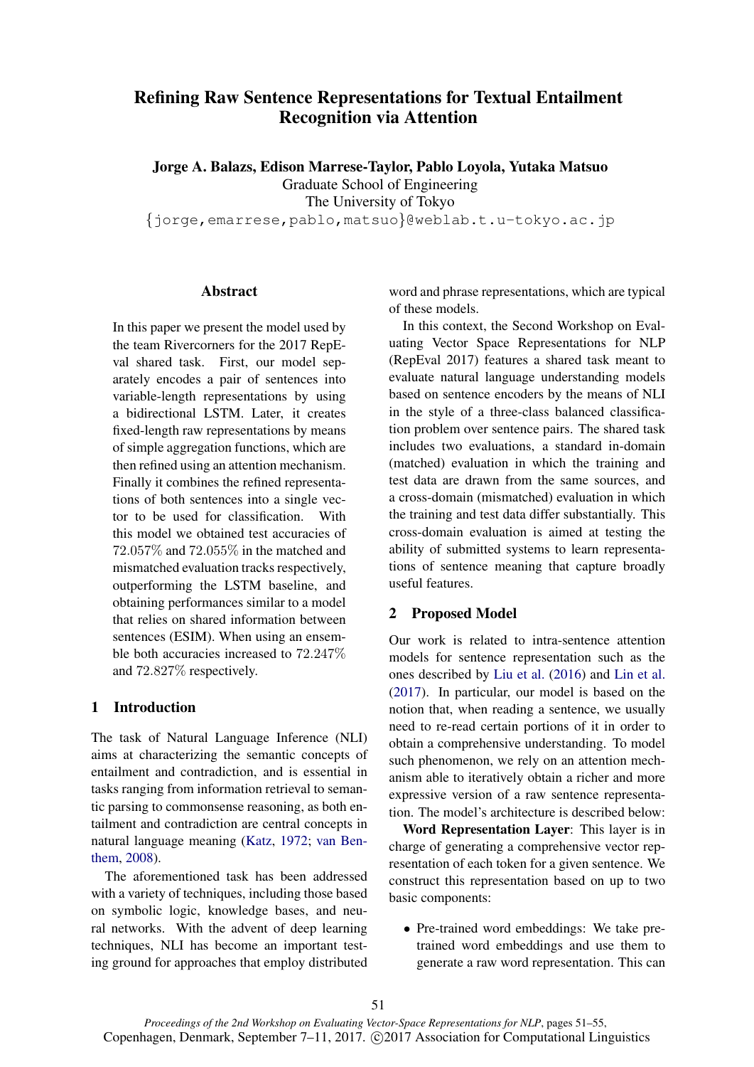# Refining Raw Sentence Representations for Textual Entailment Recognition via Attention

**Jorge A. Balazs, Edison Marrese-Taylor, Pablo Loyola, Yutaka Matsuo**
Graduate School of Engineering
The University of Tokyo
{jorge,emarrese,pablo,matsuo}@weblab.t.u-tokyo.ac.jp

## Abstract

In this paper we present the model used by the team Rivercorners for the 2017 RepEval shared task. First, our model separately encodes a pair of sentences into variable-length representations by using a bidirectional LSTM. Later, it creates fixed-length raw representations by means of simple aggregation functions, which are then refined using an attention mechanism. Finally it combines the refined representations of both sentences into a single vector to be used for classification. With this model we obtained test accuracies of $72.057\%$ and $72.055\%$ in the matched and mismatched evaluation tracks respectively, outperforming the LSTM baseline, and obtaining performances similar to a model that relies on shared information between sentences (ESIM). When using an ensemble both accuracies increased to $72.247\%$ and $72.827\%$ respectively.

## 1 Introduction

The task of Natural Language Inference (NLI) aims at characterizing the semantic concepts of entailment and contradiction, and is essential in tasks ranging from information retrieval to semantic parsing to commonsense reasoning, as both entailment and contradiction are central concepts in natural language meaning (Katz, 1972; van Benthem, 2008).

The aforementioned task has been addressed with a variety of techniques, including those based on symbolic logic, knowledge bases, and neural networks. With the advent of deep learning techniques, NLI has become an important testing ground for approaches that employ distributed word and phrase representations, which are typical of these models.

In this context, the Second Workshop on Evaluating Vector Space Representations for NLP (RepEval 2017) features a shared task meant to evaluate natural language understanding models based on sentence encoders by the means of NLI in the style of a three-class balanced classification problem over sentence pairs. The shared task includes two evaluations, a standard in-domain (matched) evaluation in which the training and test data are drawn from the same sources, and a cross-domain (mismatched) evaluation in which the training and test data differ substantially. This cross-domain evaluation is aimed at testing the ability of submitted systems to learn representations of sentence meaning that capture broadly useful features.

## 2 Proposed Model

Our work is related to intra-sentence attention models for sentence representation such as the ones described by Liu et al. (2016) and Lin et al. (2017). In particular, our model is based on the notion that, when reading a sentence, we usually need to re-read certain portions of it in order to obtain a comprehensive understanding. To model such phenomenon, we rely on an attention mechanism able to iteratively obtain a richer and more expressive version of a raw sentence representation. The model's architecture is described below:

**Word Representation Layer**: This layer is in charge of generating a comprehensive vector representation of each token for a given sentence. We construct this representation based on up to two basic components:

- Pre-trained word embeddings: We take pre-trained word embeddings and use them to generate a raw word representation. This can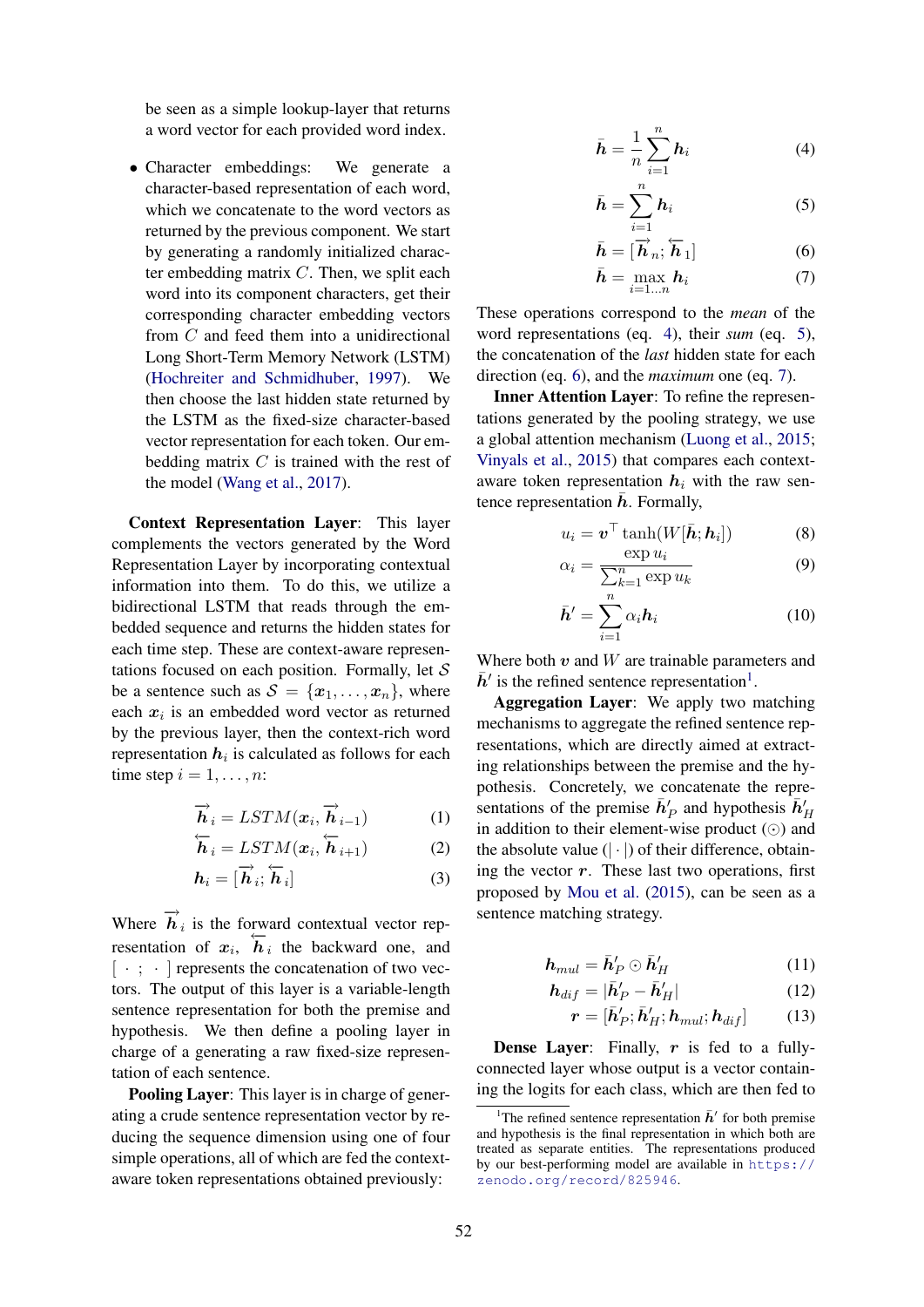be seen as a simple lookup-layer that returns a word vector for each provided word index.

- Character embeddings: We generate a character-based representation of each word, which we concatenate to the word vectors as returned by the previous component. We start by generating a randomly initialized character embedding matrix $C$. Then, we split each word into its component characters, get their corresponding character embedding vectors from $C$ and feed them into a unidirectional Long Short-Term Memory Network (LSTM) (Hochreiter and Schmidhuber, 1997). We then choose the last hidden state returned by the LSTM as the fixed-size character-based vector representation for each token. Our embedding matrix $C$ is trained with the rest of the model (Wang et al., 2017).

**Context Representation Layer**: This layer complements the vectors generated by the Word Representation Layer by incorporating contextual information into them. To do this, we utilize a bidirectional LSTM that reads through the embedded sequence and returns the hidden states for each time step. These are context-aware representations focused on each position. Formally, let $\mathcal{S}$ be a sentence such as $\mathcal{S} = \{\boldsymbol{x}_1, \ldots, \boldsymbol{x}_n\}$, where each $\boldsymbol{x}_i$ is an embedded word vector as returned by the previous layer, then the context-rich word representation $\boldsymbol{h}_i$ is calculated as follows for each time step $i = 1, \ldots, n$:

$$\overrightarrow{\boldsymbol{h}}_i = LSTM(\boldsymbol{x}_i, \overrightarrow{\boldsymbol{h}}_{i-1}) \tag{1}$$

$$\overleftarrow{\boldsymbol{h}}_i = LSTM(\boldsymbol{x}_i, \overleftarrow{\boldsymbol{h}}_{i+1}) \tag{2}$$

$$\boldsymbol{h}_i = [\overrightarrow{\boldsymbol{h}}_i; \overleftarrow{\boldsymbol{h}}_i] \tag{3}$$

Where $\overrightarrow{\boldsymbol{h}}_i$ is the forward contextual vector representation of $\boldsymbol{x}_i$, $\overleftarrow{\boldsymbol{h}}_i$ the backward one, and $[\,\cdot\,;\,\cdot\,]$ represents the concatenation of two vectors. The output of this layer is a variable-length sentence representation for both the premise and hypothesis. We then define a pooling layer in charge of a generating a raw fixed-size representation of each sentence.

**Pooling Layer**: This layer is in charge of generating a crude sentence representation vector by reducing the sequence dimension using one of four simple operations, all of which are fed the context-aware token representations obtained previously:

$$\bar{\boldsymbol{h}} = \frac{1}{n}\sum_{i=1}^{n} \boldsymbol{h}_i \tag{4}$$

$$\bar{\boldsymbol{h}} = \sum_{i=1}^{n} \boldsymbol{h}_i \tag{5}$$

$$\bar{\boldsymbol{h}} = [\overrightarrow{\boldsymbol{h}}_n; \overleftarrow{\boldsymbol{h}}_1] \tag{6}$$

$$\bar{\boldsymbol{h}} = \max_{i=1\ldots n} \boldsymbol{h}_i \tag{7}$$

These operations correspond to the *mean* of the word representations (eq. 4), their *sum* (eq. 5), the concatenation of the *last* hidden state for each direction (eq. 6), and the *maximum* one (eq. 7).

**Inner Attention Layer**: To refine the representations generated by the pooling strategy, we use a global attention mechanism (Luong et al., 2015; Vinyals et al., 2015) that compares each context-aware token representation $\boldsymbol{h}_i$ with the raw sentence representation $\bar{\boldsymbol{h}}$. Formally,

$$u_i = \boldsymbol{v}^\top \tanh(W[\bar{\boldsymbol{h}}; \boldsymbol{h}_i]) \tag{8}$$

$$\alpha_i = \frac{\exp u_i}{\sum_{k=1}^{n} \exp u_k} \tag{9}$$

$$\bar{\boldsymbol{h}}' = \sum_{i=1}^{n} \alpha_i \boldsymbol{h}_i \tag{10}$$

Where both $\boldsymbol{v}$ and $W$ are trainable parameters and $\bar{\boldsymbol{h}}'$ is the refined sentence representation[1].

**Aggregation Layer**: We apply two matching mechanisms to aggregate the refined sentence representations, which are directly aimed at extracting relationships between the premise and the hypothesis. Concretely, we concatenate the representations of the premise $\bar{\boldsymbol{h}}'_P$ and hypothesis $\bar{\boldsymbol{h}}'_H$ in addition to their element-wise product ($\odot$) and the absolute value ($|\cdot|$) of their difference, obtaining the vector $\boldsymbol{r}$. These last two operations, first proposed by Mou et al. (2015), can be seen as a sentence matching strategy.

$$\boldsymbol{h}_{mul} = \bar{\boldsymbol{h}}'_P \odot \bar{\boldsymbol{h}}'_H \tag{11}$$

$$\boldsymbol{h}_{dif} = |\bar{\boldsymbol{h}}'_P - \bar{\boldsymbol{h}}'_H| \tag{12}$$

$$\boldsymbol{r} = [\bar{\boldsymbol{h}}'_P; \bar{\boldsymbol{h}}'_H; \boldsymbol{h}_{mul}; \boldsymbol{h}_{dif}] \tag{13}$$

**Dense Layer**: Finally, $\boldsymbol{r}$ is fed to a fully-connected layer whose output is a vector containing the logits for each class, which are then fed to

[1] The refined sentence representation $\bar{\boldsymbol{h}}'$ for both premise and hypothesis is the final representation in which both are treated as separate entities. The representations produced by our best-performing model are available in https://zenodo.org/record/825946.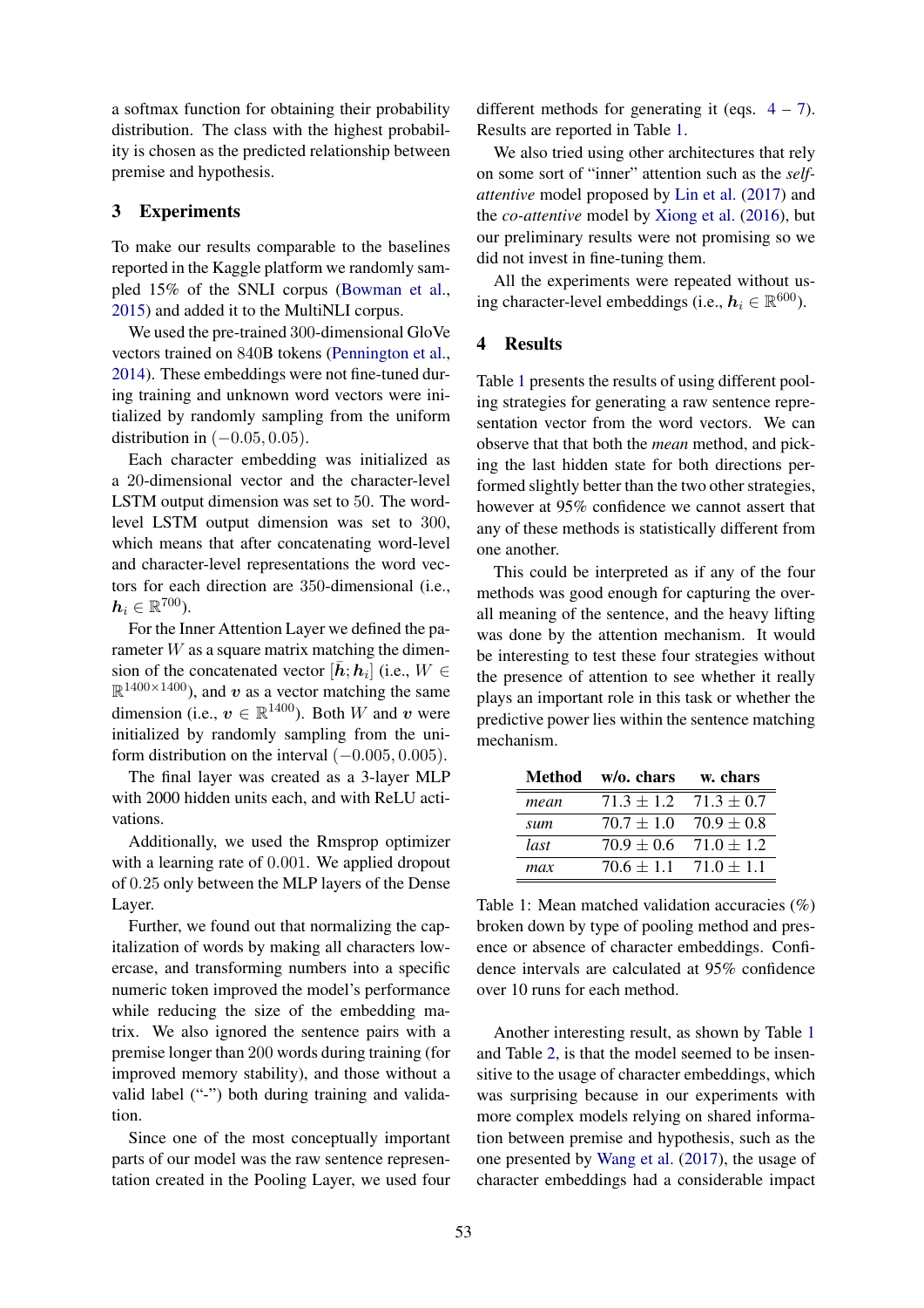a softmax function for obtaining their probability distribution. The class with the highest probability is chosen as the predicted relationship between premise and hypothesis.

## 3 Experiments

To make our results comparable to the baselines reported in the Kaggle platform we randomly sampled 15% of the SNLI corpus (Bowman et al., 2015) and added it to the MultiNLI corpus.

We used the pre-trained 300-dimensional GloVe vectors trained on 840B tokens (Pennington et al., 2014). These embeddings were not fine-tuned during training and unknown word vectors were initialized by randomly sampling from the uniform distribution in $(-0.05, 0.05)$.

Each character embedding was initialized as a 20-dimensional vector and the character-level LSTM output dimension was set to 50. The word-level LSTM output dimension was set to 300, which means that after concatenating word-level and character-level representations the word vectors for each direction are 350-dimensional (i.e., $\boldsymbol{h}_i \in \mathbb{R}^{700}$).

For the Inner Attention Layer we defined the parameter $W$ as a square matrix matching the dimension of the concatenated vector $[\bar{\boldsymbol{h}}; \boldsymbol{h}_i]$ (i.e., $W \in \mathbb{R}^{1400 \times 1400}$), and $\boldsymbol{v}$ as a vector matching the same dimension (i.e., $\boldsymbol{v} \in \mathbb{R}^{1400}$). Both $W$ and $\boldsymbol{v}$ were initialized by randomly sampling from the uniform distribution on the interval $(-0.005, 0.005)$.

The final layer was created as a 3-layer MLP with 2000 hidden units each, and with ReLU activations.

Additionally, we used the Rmsprop optimizer with a learning rate of $0.001$. We applied dropout of $0.25$ only between the MLP layers of the Dense Layer.

Further, we found out that normalizing the capitalization of words by making all characters lowercase, and transforming numbers into a specific numeric token improved the model's performance while reducing the size of the embedding matrix. We also ignored the sentence pairs with a premise longer than 200 words during training (for improved memory stability), and those without a valid label ("-") both during training and validation.

Since one of the most conceptually important parts of our model was the raw sentence representation created in the Pooling Layer, we used four different methods for generating it (eqs. 4 – 7). Results are reported in Table 1.

We also tried using other architectures that rely on some sort of "inner" attention such as the *self-attentive* model proposed by Lin et al. (2017) and the *co-attentive* model by Xiong et al. (2016), but our preliminary results were not promising so we did not invest in fine-tuning them.

All the experiments were repeated without using character-level embeddings (i.e., $\boldsymbol{h}_i \in \mathbb{R}^{600}$).

## 4 Results

Table 1 presents the results of using different pooling strategies for generating a raw sentence representation vector from the word vectors. We can observe that that both the *mean* method, and picking the last hidden state for both directions performed slightly better than the two other strategies, however at 95% confidence we cannot assert that any of these methods is statistically different from one another.

This could be interpreted as if any of the four methods was good enough for capturing the overall meaning of the sentence, and the heavy lifting was done by the attention mechanism. It would be interesting to test these four strategies without the presence of attention to see whether it really plays an important role in this task or whether the predictive power lies within the sentence matching mechanism.

| Method | w/o. chars | w. chars |
|---|---|---|
| *mean* | $71.3 \pm 1.2$ | $71.3 \pm 0.7$ |
| *sum* | $70.7 \pm 1.0$ | $70.9 \pm 0.8$ |
| *last* | $70.9 \pm 0.6$ | $71.0 \pm 1.2$ |
| *max* | $70.6 \pm 1.1$ | $71.0 \pm 1.1$ |

Table 1: Mean matched validation accuracies (%) broken down by type of pooling method and presence or absence of character embeddings. Confidence intervals are calculated at 95% confidence over 10 runs for each method.

Another interesting result, as shown by Table 1 and Table 2, is that the model seemed to be insensitive to the usage of character embeddings, which was surprising because in our experiments with more complex models relying on shared information between premise and hypothesis, such as the one presented by Wang et al. (2017), the usage of character embeddings had a considerable impact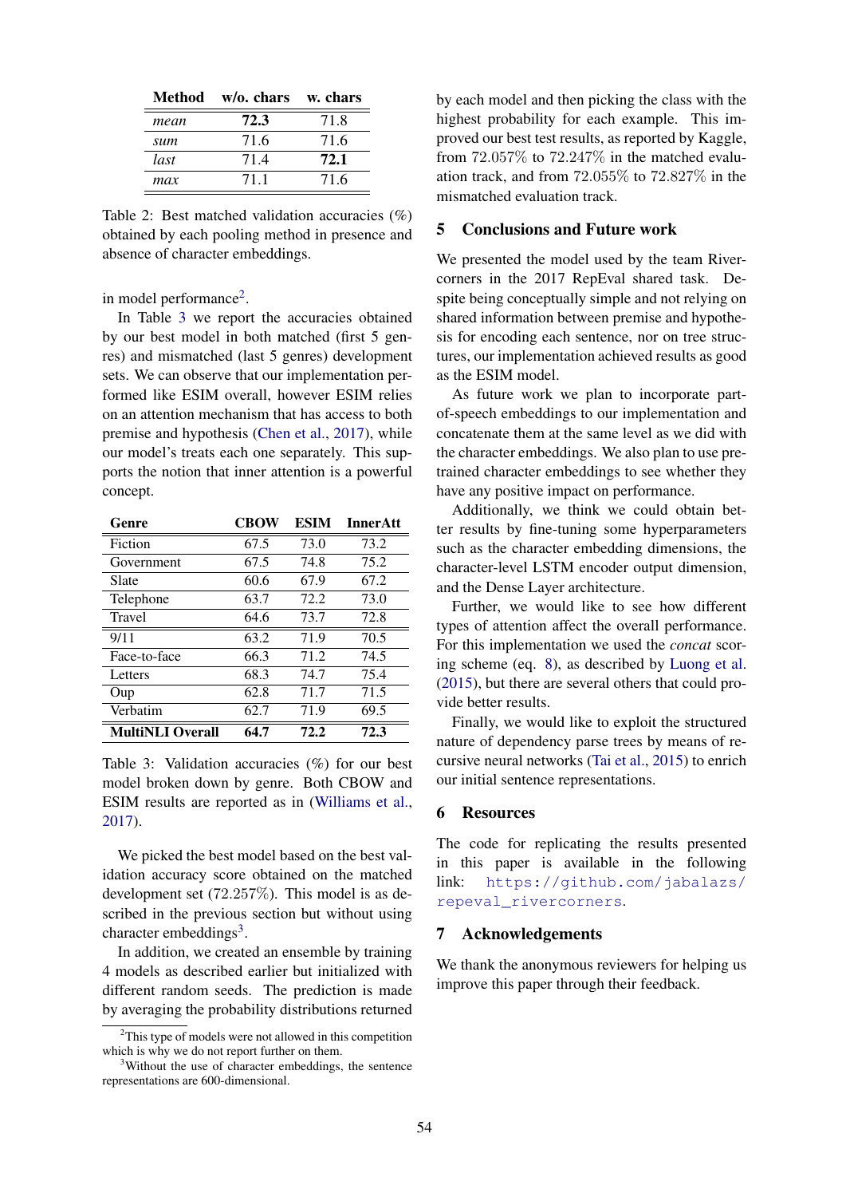| Method | w/o. chars | w. chars |
|---|---|---|
| *mean* | **72.3** | 71.8 |
| *sum* | 71.6 | 71.6 |
| *last* | 71.4 | **72.1** |
| *max* | 71.1 | 71.6 |

Table 2: Best matched validation accuracies (%) obtained by each pooling method in presence and absence of character embeddings.

in model performance[2].

In Table 3 we report the accuracies obtained by our best model in both matched (first 5 genres) and mismatched (last 5 genres) development sets. We can observe that our implementation performed like ESIM overall, however ESIM relies on an attention mechanism that has access to both premise and hypothesis (Chen et al., 2017), while our model's treats each one separately. This supports the notion that inner attention is a powerful concept.

| Genre | CBOW | ESIM | InnerAtt |
|---|---|---|---|
| Fiction | 67.5 | 73.0 | 73.2 |
| Government | 67.5 | 74.8 | 75.2 |
| Slate | 60.6 | 67.9 | 67.2 |
| Telephone | 63.7 | 72.2 | 73.0 |
| Travel | 64.6 | 73.7 | 72.8 |
| 9/11 | 63.2 | 71.9 | 70.5 |
| Face-to-face | 66.3 | 71.2 | 74.5 |
| Letters | 68.3 | 74.7 | 75.4 |
| Oup | 62.8 | 71.7 | 71.5 |
| Verbatim | 62.7 | 71.9 | 69.5 |
| **MultiNLI Overall** | **64.7** | **72.2** | **72.3** |

Table 3: Validation accuracies (%) for our best model broken down by genre. Both CBOW and ESIM results are reported as in (Williams et al., 2017).

We picked the best model based on the best validation accuracy score obtained on the matched development set (72.257%). This model is as described in the previous section but without using character embeddings[3].

In addition, we created an ensemble by training 4 models as described earlier but initialized with different random seeds. The prediction is made by averaging the probability distributions returned by each model and then picking the class with the highest probability for each example. This improved our best test results, as reported by Kaggle, from 72.057% to 72.247% in the matched evaluation track, and from 72.055% to 72.827% in the mismatched evaluation track.

[2] This type of models were not allowed in this competition which is why we do not report further on them.

[3] Without the use of character embeddings, the sentence representations are 600-dimensional.

## 5 Conclusions and Future work

We presented the model used by the team Rivercorners in the 2017 RepEval shared task. Despite being conceptually simple and not relying on shared information between premise and hypothesis for encoding each sentence, nor on tree structures, our implementation achieved results as good as the ESIM model.

As future work we plan to incorporate part-of-speech embeddings to our implementation and concatenate them at the same level as we did with the character embeddings. We also plan to use pre-trained character embeddings to see whether they have any positive impact on performance.

Additionally, we think we could obtain better results by fine-tuning some hyperparameters such as the character embedding dimensions, the character-level LSTM encoder output dimension, and the Dense Layer architecture.

Further, we would like to see how different types of attention affect the overall performance. For this implementation we used the *concat* scoring scheme (eq. 8), as described by Luong et al. (2015), but there are several others that could provide better results.

Finally, we would like to exploit the structured nature of dependency parse trees by means of recursive neural networks (Tai et al., 2015) to enrich our initial sentence representations.

## 6 Resources

The code for replicating the results presented in this paper is available in the following link: https://github.com/jabalazs/repeval_rivercorners.

## 7 Acknowledgements

We thank the anonymous reviewers for helping us improve this paper through their feedback.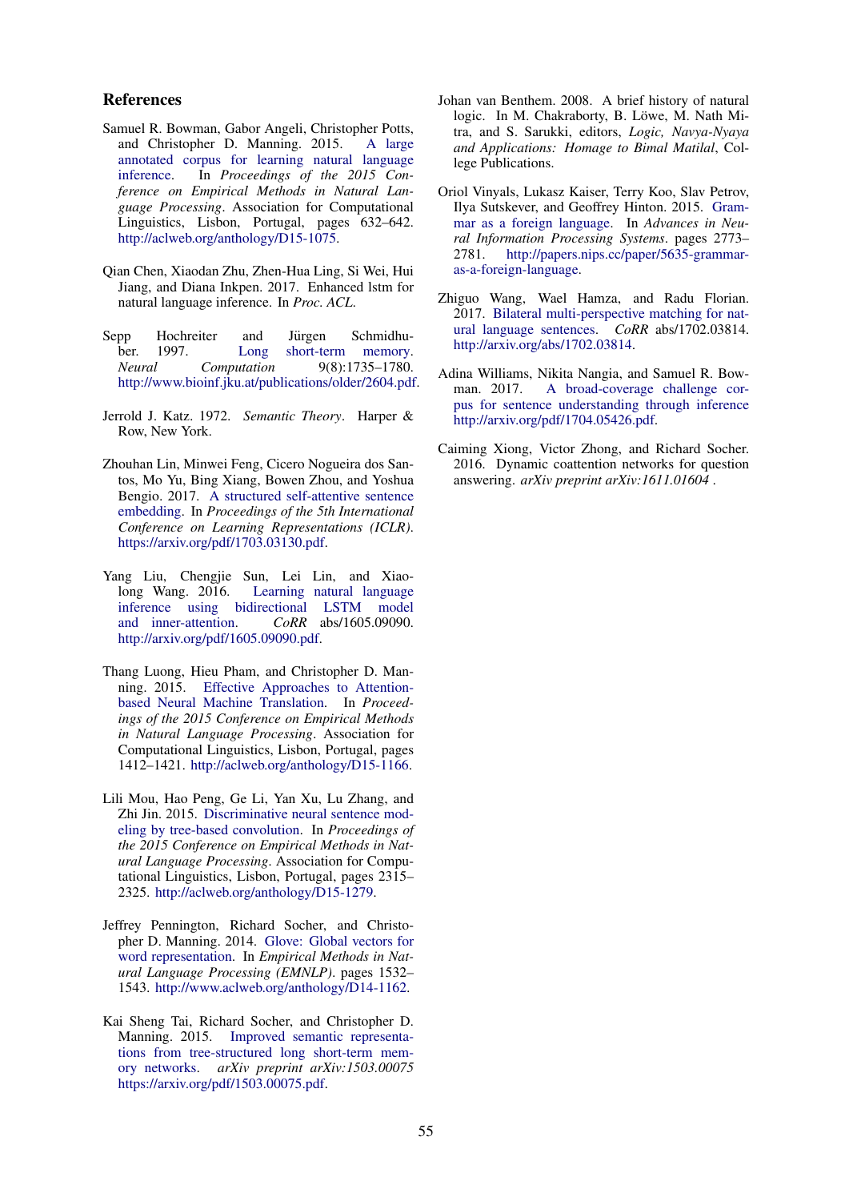## References

Samuel R. Bowman, Gabor Angeli, Christopher Potts, and Christopher D. Manning. 2015. A large annotated corpus for learning natural language inference. In *Proceedings of the 2015 Conference on Empirical Methods in Natural Language Processing*. Association for Computational Linguistics, Lisbon, Portugal, pages 632–642. http://aclweb.org/anthology/D15-1075.

Qian Chen, Xiaodan Zhu, Zhen-Hua Ling, Si Wei, Hui Jiang, and Diana Inkpen. 2017. Enhanced lstm for natural language inference. In *Proc. ACL*.

Sepp Hochreiter and Jürgen Schmidhuber. 1997. Long short-term memory. *Neural Computation* 9(8):1735–1780. http://www.bioinf.jku.at/publications/older/2604.pdf.

Jerrold J. Katz. 1972. *Semantic Theory*. Harper & Row, New York.

Zhouhan Lin, Minwei Feng, Cicero Nogueira dos Santos, Mo Yu, Bing Xiang, Bowen Zhou, and Yoshua Bengio. 2017. A structured self-attentive sentence embedding. In *Proceedings of the 5th International Conference on Learning Representations (ICLR)*. https://arxiv.org/pdf/1703.03130.pdf.

Yang Liu, Chengjie Sun, Lei Lin, and Xiaolong Wang. 2016. Learning natural language inference using bidirectional LSTM model and inner-attention. *CoRR* abs/1605.09090. http://arxiv.org/pdf/1605.09090.pdf.

Thang Luong, Hieu Pham, and Christopher D. Manning. 2015. Effective Approaches to Attention-based Neural Machine Translation. In *Proceedings of the 2015 Conference on Empirical Methods in Natural Language Processing*. Association for Computational Linguistics, Lisbon, Portugal, pages 1412–1421. http://aclweb.org/anthology/D15-1166.

Lili Mou, Hao Peng, Ge Li, Yan Xu, Lu Zhang, and Zhi Jin. 2015. Discriminative neural sentence modeling by tree-based convolution. In *Proceedings of the 2015 Conference on Empirical Methods in Natural Language Processing*. Association for Computational Linguistics, Lisbon, Portugal, pages 2315–2325. http://aclweb.org/anthology/D15-1279.

Jeffrey Pennington, Richard Socher, and Christopher D. Manning. 2014. Glove: Global vectors for word representation. In *Empirical Methods in Natural Language Processing (EMNLP)*. pages 1532–1543. http://www.aclweb.org/anthology/D14-1162.

Kai Sheng Tai, Richard Socher, and Christopher D. Manning. 2015. Improved semantic representations from tree-structured long short-term memory networks. *arXiv preprint arXiv:1503.00075* https://arxiv.org/pdf/1503.00075.pdf.

Johan van Benthem. 2008. A brief history of natural logic. In M. Chakraborty, B. Löwe, M. Nath Mitra, and S. Sarukki, editors, *Logic, Navya-Nyaya and Applications: Homage to Bimal Matilal*, College Publications.

Oriol Vinyals, Lukasz Kaiser, Terry Koo, Slav Petrov, Ilya Sutskever, and Geoffrey Hinton. 2015. Grammar as a foreign language. In *Advances in Neural Information Processing Systems*. pages 2773–2781. http://papers.nips.cc/paper/5635-grammar-as-a-foreign-language.

Zhiguo Wang, Wael Hamza, and Radu Florian. 2017. Bilateral multi-perspective matching for natural language sentences. *CoRR* abs/1702.03814. http://arxiv.org/abs/1702.03814.

Adina Williams, Nikita Nangia, and Samuel R. Bowman. 2017. A broad-coverage challenge corpus for sentence understanding through inference http://arxiv.org/pdf/1704.05426.pdf.

Caiming Xiong, Victor Zhong, and Richard Socher. 2016. Dynamic coattention networks for question answering. *arXiv preprint arXiv:1611.01604* .